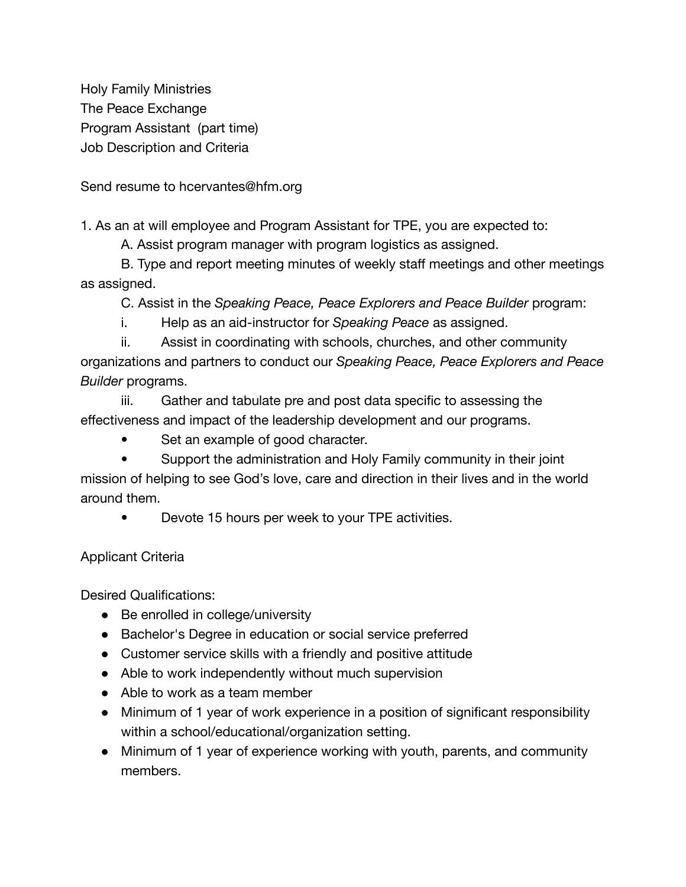Holy Family Ministries
The Peace Exchange
Program Assistant (part time)
Job Description and Criteria

Send resume to hcervantes@hfm.org

1. As an at will employee and Program Assistant for TPE, you are expected to:

   A. Assist program manager with program logistics as assigned.

   B. Type and report meeting minutes of weekly staff meetings and other meetings as assigned.

   C. Assist in the *Speaking Peace, Peace Explorers and Peace Builder* program:

      i. Help as an aid-instructor for *Speaking Peace* as assigned.

      ii. Assist in coordinating with schools, churches, and other community organizations and partners to conduct our *Speaking Peace, Peace Explorers and Peace Builder* programs.

      iii. Gather and tabulate pre and post data specific to assessing the effectiveness and impact of the leadership development and our programs.

   - Set an example of good character.
   - Support the administration and Holy Family community in their joint mission of helping to see God's love, care and direction in their lives and in the world around them.
   - Devote 15 hours per week to your TPE activities.

Applicant Criteria

Desired Qualifications:

- Be enrolled in college/university
- Bachelor's Degree in education or social service preferred
- Customer service skills with a friendly and positive attitude
- Able to work independently without much supervision
- Able to work as a team member
- Minimum of 1 year of work experience in a position of significant responsibility within a school/educational/organization setting.
- Minimum of 1 year of experience working with youth, parents, and community members.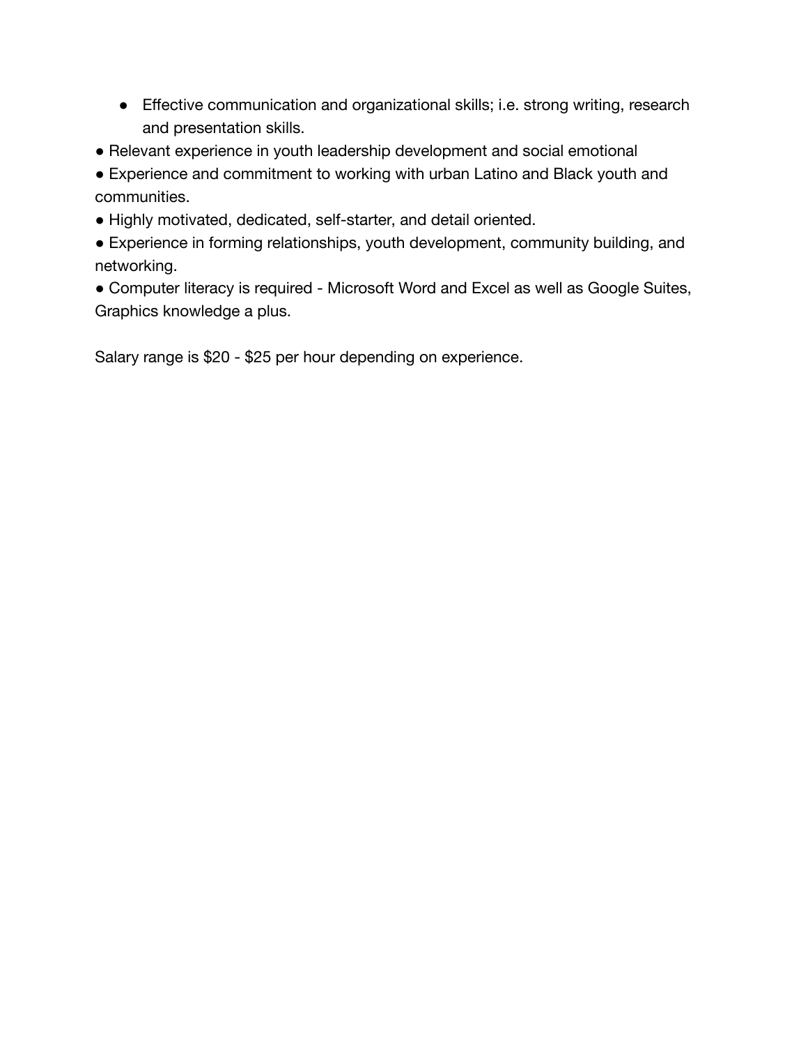- Effective communication and organizational skills; i.e. strong writing, research and presentation skills.
- Relevant experience in youth leadership development and social emotional
- Experience and commitment to working with urban Latino and Black youth and communities.
- Highly motivated, dedicated, self-starter, and detail oriented.
- Experience in forming relationships, youth development, community building, and networking.
- Computer literacy is required - Microsoft Word and Excel as well as Google Suites, Graphics knowledge a plus.

Salary range is $20 - $25 per hour depending on experience.